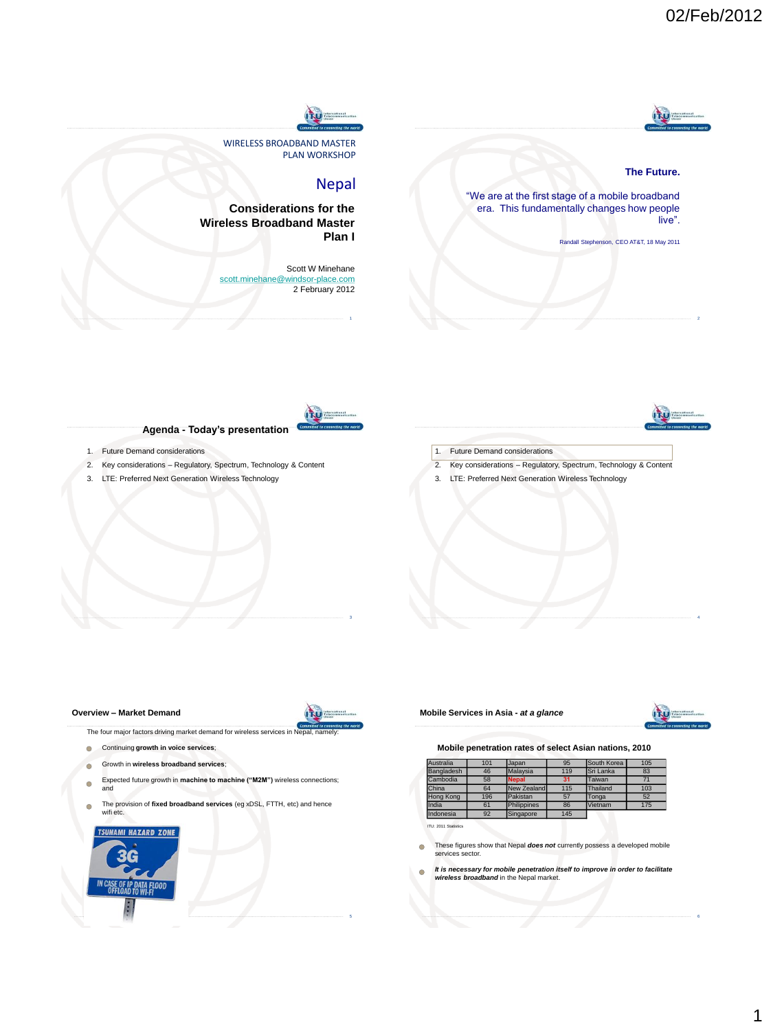02/Feb/2012

WIRELESS BROADBAND MASTER PLAN WORKSHOP

# Nepal

## Considerations for the Wireless Broadband Master Plan I

Scott W Minehane
scott.minehane@windsor-place.com
2 February 2012

---

## The Future.

"We are at the first stage of a mobile broadband era. This fundamentally changes how people live".

Randall Stephenson, CEO AT&T, 18 May 2011

---

## Agenda - Today's presentation

1. Future Demand considerations
2. Key considerations – Regulatory, Spectrum, Technology & Content
3. LTE: Preferred Next Generation Wireless Technology

---

1. Future Demand considerations
2. Key considerations – Regulatory, Spectrum, Technology & Content
3. LTE: Preferred Next Generation Wireless Technology

---

## Overview – Market Demand

The four major factors driving market demand for wireless services in Nepal, namely:

- Continuing **growth in voice services**;
- Growth in **wireless broadband services**;
- Expected future growth in **machine to machine ("M2M")** wireless connections; and
- The provision of **fixed broadband services** (eg xDSL, FTTH, etc) and hence wifi etc.

TSUNAMI HAZARD ZONE 3G IN CASE OF IP DATA FLOOD OFFLOAD TO WI-FI

---

## Mobile Services in Asia - *at a glance*

### Mobile penetration rates of select Asian nations, 2010

| | | | | | |
|---|---|---|---|---|---|
| Australia | 101 | Japan | 95 | South Korea | 105 |
| Bangladesh | 46 | Malaysia | 119 | Sri Lanka | 83 |
| Cambodia | 58 | Nepal | 31 | Taiwan | 71 |
| China | 64 | New Zealand | 115 | Thailand | 103 |
| Hong Kong | 196 | Pakistan | 57 | Tonga | 52 |
| India | 61 | Philippines | 86 | Vietnam | 175 |
| Indonesia | 92 | Singapore | 145 | | |

ITU: 2011 Statistics

- These figures show that Nepal ***does not*** currently possess a developed mobile services sector.
- ***It is necessary for mobile penetration itself to improve in order to facilitate wireless broadband*** in the Nepal market.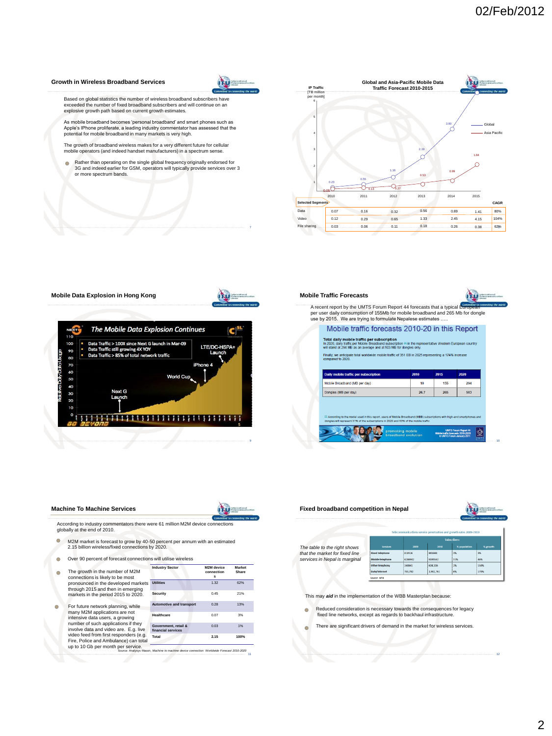02/Feb/2012

## Growth in Wireless Broadband Services

Based on global statistics the number of wireless broadband subscribers have exceeded the number of fixed broadband subscribers and will continue on an explosive growth path based on current growth estimates.

As mobile broadband becomes 'personal broadband' and smart phones such as Apple's IPhone proliferate, a leading industry commentator has assessed that the potential for mobile broadband in many markets is very high.

The growth of broadband wireless makes for a very different future for cellular mobile operators (and indeed handset manufacturers) in a spectrum sense.

- Rather than operating on the single global frequency originally endorsed for 3G and indeed earlier for GSM, operators will typically provide services over 3 or more spectrum bands.

## Global and Asia-Pacific Mobile Data Traffic Forecast 2010-2015

IP Traffic [TB million per month]

| | 2010 | 2011 | 2012 | 2013 | 2014 | 2015 |
|---|---|---|---|---|---|---|
| Global | 0.23 | 0.55 | 1.16 | 2.19 | 3.80 | 6.0 |
| Asia Pacific | 0.05 | 0.13 | 0.27 | 0.53 | 0.99 | 1.84 |

| Selected Segments | 2010 | 2011 | 2012 | 2013 | 2014 | 2015 | CAGR |
|---|---|---|---|---|---|---|---|
| Data | 0.07 | 0.16 | 0.32 | 0.56 | 0.89 | 1.41 | 80% |
| Video | 0.12 | 0.29 | 0.65 | 1.33 | 2.45 | 4.15 | 104% |
| File sharing | 0.03 | 0.06 | 0.11 | 0.18 | 0.26 | 0.38 | 62% |

## Mobile Data Explosion in Hong Kong

The Mobile Data Explosion Continues

- Data Traffic > 100X since Next G launch in Mar-09
- Data Traffic still growing 4X YOY
- Data Traffic > 85% of total network traffic

Next G Launch, World Cup, iPhone 4, LTE/DC-HSPA+ Launch

## Mobile Traffic Forecasts

A recent report by the UMTS Forum Report 44 forecasts that a typical European per user daily consumption of 155Mb for mobile broadband and 265 Mb for dongle use by 2015. We are trying to formulate Nepalese estimates .....

**Mobile traffic forecasts 2010-20 in this Report**

**Total daily mobile traffic per subscription**
In 2020, daily traffic per Mobile Broadband subscription [1] in the representative Western European country will stand at 294 MB as an average and at 503 MB for dongles only.

Finally, we anticipate total worldwide mobile traffic of 351 EB in 2025 representing a 174% increase compared to 2020.

| Daily mobile traffic per subscription | 2010 | 2015 | 2020 |
|---|---|---|---|
| Mobile Broadband (MB per day) | 19 | 155 | 294 |
| Dongles (MB per day) | 26.7 | 265 | 503 |

[1] According to the model used in this report, users of Mobile Broadband (MBB) subscriptions with high-end smartphones and dongles will represent 31% of the subscriptions in 2020 and 63% of the mobile traffic

## Machine To Machine Services

According to industry commentators there were 61 million M2M device connections globally at the end of 2010.

- M2M market is forecast to grow by 40-50 percent per annum with an estimated 2.15 billion wireless/fixed connections by 2020.
- Over 90 percent of forecast connections will utilise wireless
- The growth in the number of M2M connections is likely to be most pronounced in the developed markets through 2015 and then in emerging markets in the period 2015 to 2020.
- For future network planning, while many M2M applications are not intensive data users, a growing number of such applications if they involve data and video are. E.g. live video feed from first responders (e.g. Fire, Police and Ambulance) can total up to 10 Gb per month per service.

| Industry Sector | M2M device connections | Market Share |
|---|---|---|
| Utilities | 1.32 | 62% |
| Security | 0.45 | 21% |
| Automotive and transport | 0.28 | 13% |
| Healthcare | 0.07 | 3% |
| Government, retail & financial services | 0.03 | 1% |
| Total | 2.15 | 100% |

Source: Analysys Mason, Machine to machine device connection: Worldwide Forecast 2010-2020

## Fixed broadband competition in Nepal

*The table to the right shows that the market for fixed line services in Nepal is marginal*

Telecommunications service penetration and growth rates 2009-2010

| Services | 2009 | 2010 | % population | % growth |
|---|---|---|---|---|
| Fixed telephone | 818536 | 845949 | 3% | 3% |
| Mobile telephone | 6286942 | 9195562 | 32% | 46% |
| Other telephony | 240841 | 604,206 | 2% | 150% |
| Data/Internet | 705,792 | 1,902,761 | 6% | 170% |

Source: NTA

This may *aid* in the implementation of the WBB Masterplan because:

- Reduced consideration is necessary towards the consequences for legacy fixed line networks, except as regards to backhaul infrastructure.
- There are significant drivers of demand in the market for wireless services.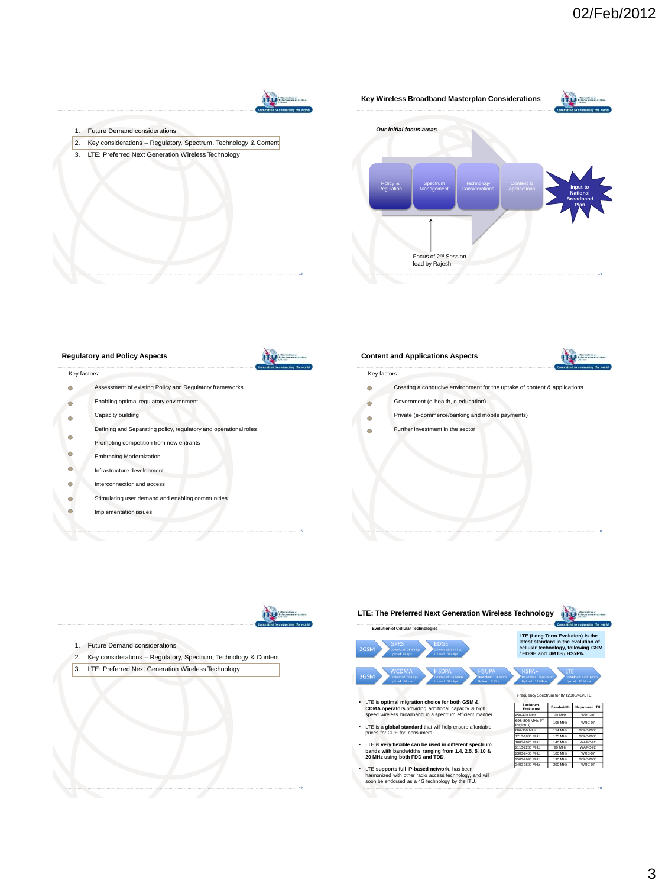02/Feb/2012

1. Future Demand considerations
2. Key considerations – Regulatory, Spectrum, Technology & Content
3. LTE: Preferred Next Generation Wireless Technology

## Key Wireless Broadband Masterplan Considerations

*Our initial focus areas*

Policy & Regulation | Spectrum Management | Technology Considerations | Content & Applications → Input to National Broadband Plan

Focus of 2nd Session lead by Rajesh

## Regulatory and Policy Aspects

Key factors:

- Assessment of existing Policy and Regulatory frameworks
- Enabling optimal regulatory environment
- Capacity building
- Defining and Separating policy, regulatory and operational roles
- Promoting competition from new entrants
- Embracing Modernization
- Infrastructure development
- Interconnection and access
- Stimulating user demand and enabling communities
- Implementation issues

## Content and Applications Aspects

Key factors:

- Creating a conducive environment for the uptake of content & applications
- Government (e-health, e-education)
- Private (e-commerce/banking and mobile payments)
- Further investment in the sector

1. Future Demand considerations
2. Key considerations – Regulatory, Spectrum, Technology & Content
3. LTE: Preferred Next Generation Wireless Technology

## LTE: The Preferred Next Generation Wireless Technology

Evolution of Cellular Technologies

- 2GSM: GPRS (Download: 28-64 kbps, Upload: 14 kbps) → EDGE (Download: 384 kbps, Upload: 384 kbps)
- 3GSM: WCDMA (Download: 384 kbps, Upload: 64 kbps) → HSDPA (Download: 14 Mbps, Upload: 384 kbps) → HSUPA (Download: 14 Mbps, Upload: 5 Mbps) → HSPA+ (Download: 28/42Mbps, Upload: 11 Mbps) → LTE (Download: >100 Mbps, Upload: 80 Mbps)

**LTE (Long Term Evolution) is the latest standard in the evolution of cellular technology, following GSM / EDGE and UMTS / HSxPA.**

- LTE is **optimal migration choice for both GSM & CDMA operators** providing additional capacity & high speed wireless broadband in a spectrum efficient manner.
- LTE is a **global standard** that will help ensure affordable prices for CPE for consumers.
- LTE is **very flexible can be used in different spectrum bands with bandwidths ranging from 1.4, 2.5, 5, 10 & 20 MHz using both FDD and TDD.**
- **LTE supports full IP-based network**, has been harmonized with other radio access technology, and will soon be endorsed as a 4G technology by the ITU.

Frequency Spectrum for IMT2000/4G/LTE

| Spektrum Frekuensi | Bandwidth | Keputusan ITU |
|---|---|---|
| 450-470 MHz | 20 MHz | WRC-07 |
| 698-806 MHz (ITU Region 3) | 108 MHz | WRC-07 |
| 806-960 MHz | 154 MHz | WRC-2000 |
| 1710-1885 MHz | 175 MHz | WRC-2000 |
| 1885-2025 MHz | 140 MHz | WARC-92 |
| 2110-2200 MHz | 90 MHz | WARC-92 |
| 2300-2400 MHz | 100 MHz | WRC-07 |
| 2500-2690 MHz | 190 MHz | WRC-2000 |
| 3400-3600 MHz | 200 MHz | WRC-07 |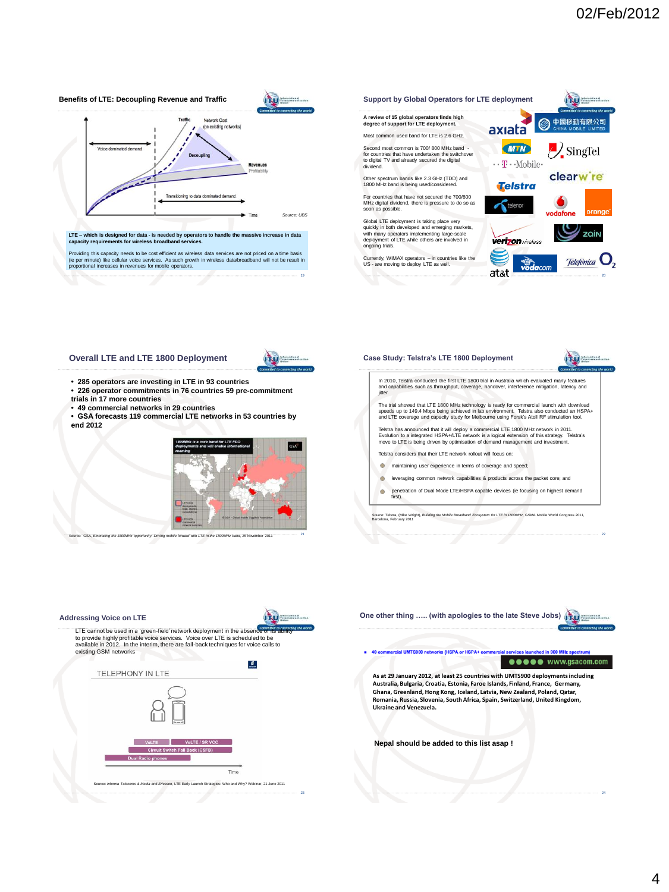## Benefits of LTE: Decoupling Revenue and Traffic

Traffic

Network Cost (on existing networks)

Voice dominated demand

Decoupling

Revenues Profitability

Transitioning to data dominated demand

Time

Source: UBS

**LTE – which is designed for data - is needed by operators to handle the massive increase in data capacity requirements for wireless broadband services.**

Providing this capacity needs to be cost efficient as wireless data services are not priced on a time basis (ie per minute) like cellular voice services. As such growth in wireless data/broadband will not be result in proportional increases in revenues for mobile operators.

## Support by Global Operators for LTE deployment

**A review of 15 global operators finds high degree of support for LTE deployment.**

Most common used band for LTE is 2.6 GHz.

Second most common is 700/ 800 MHz band - for countries that have undertaken the switchover to digital TV and already secured the digital dividend.

Other spectrum bands like 2.3 GHz (TDD) and 1800 MHz band is being used/considered.

For countries that have not secured the 700/800 MHz digital dividend, there is pressure to do so as soon as possible.

Global LTE deployment is taking place very quickly in both developed and emerging markets, with many operators implementing large-scale deployment of LTE while others are involved in ongoing trials.

Currently, WiMAX operators – in countries like the US - are moving to deploy LTE as well.

axiata, 中國移動有限公司 CHINA MOBILE LIMITED, MTN, SingTel, T-Mobile, clearwire, Telstra, telenor, vodafone, orange, verizon wireless, zain, at&t, vodacom, Telefónica, $O_2$

## Overall LTE and LTE 1800 Deployment

- **285 operators are investing in LTE in 93 countries**
- **226 operator commitments in 76 countries 59 pre-commitment trials in 17 more countries**
- **49 commercial networks in 29 countries**
- **GSA forecasts 119 commercial LTE networks in 53 countries by end 2012**

*1800MHz is a core band for LTE FDD deployments and will enable international roaming*

GSA

LTE1800 deployments, trials, studies, consultations

LTE1800 commercial network launches

©GSA – Global mobile Suppliers Association

Source: GSA, *Embracing the 1800MHz opportunity: Driving mobile forward with LTE in the 1800MHz band*, 25 November 2011

## Case Study: Telstra's LTE 1800 Deployment

In 2010, Telstra conducted the first LTE 1800 trial in Australia which evaluated many features and capabilities such as throughput, coverage, handover, interference mitigation, latency and jitter.

The trial showed that LTE 1800 MHz technology is ready for commercial launch with download speeds up to 149.4 Mbps being achieved in lab environment. Telstra also conducted an HSPA+ and LTE coverage and capacity study for Melbourne using Forsk's Atoll RF stimulation tool.

Telstra has announced that it will deploy a commercial LTE 1800 MHz network in 2011. Evolution to a integrated HSPA+/LTE network is a logical extension of this strategy. Telstra's move to LTE is being driven by optimisation of demand management and investment.

Telstra considers that their LTE network rollout will focus on:

- maintaining user experience in terms of coverage and speed;
- leveraging common network capabilities & products across the packet core; and
- penetration of Dual Mode LTE/HSPA capable devices (ie focusing on highest demand first).

Source: Telstra, (Mike Wright), *Building the Mobile Broadband Ecosystem for LTE in 1800MHz*, GSMA Mobile World Congress 2011, Barcelona, February 2011

## Addressing Voice on LTE

LTE cannot be used in a 'green-field' network deployment in the absence of its ability to provide highly profitable voice services. Voice over LTE is scheduled to be available in 2012. In the interim, there are fall-back techniques for voice calls to existing GSM networks

TELEPHONY IN LTE

VoLTE | VoLTE / SR VCC

Circuit Switch Fall Back (CSFB)

Dual Radio phones

Time

Source: *Informa Telecoms & Media* and Ericsson, LTE Early Launch Strategies: Who and Why? Webinar, 21 June 2011

## One other thing ….. (with apologies to the late Steve Jobs)

- **40 commercial UMTS900 networks (HSPA or HSPA+ commercial services launched in 900 MHz spectrum)**

www.gsacom.com

**As at 29 January 2012, at least 25 countries with UMTS900 deployments including Australia, Bulgaria, Croatia, Estonia, Faroe Islands, Finland, France, Germany, Ghana, Greenland, Hong Kong, Iceland, Latvia, New Zealand, Poland, Qatar, Romania, Russia, Slovenia, South Africa, Spain, Switzerland, United Kingdom, Ukraine and Venezuela.**

**Nepal should be added to this list asap !**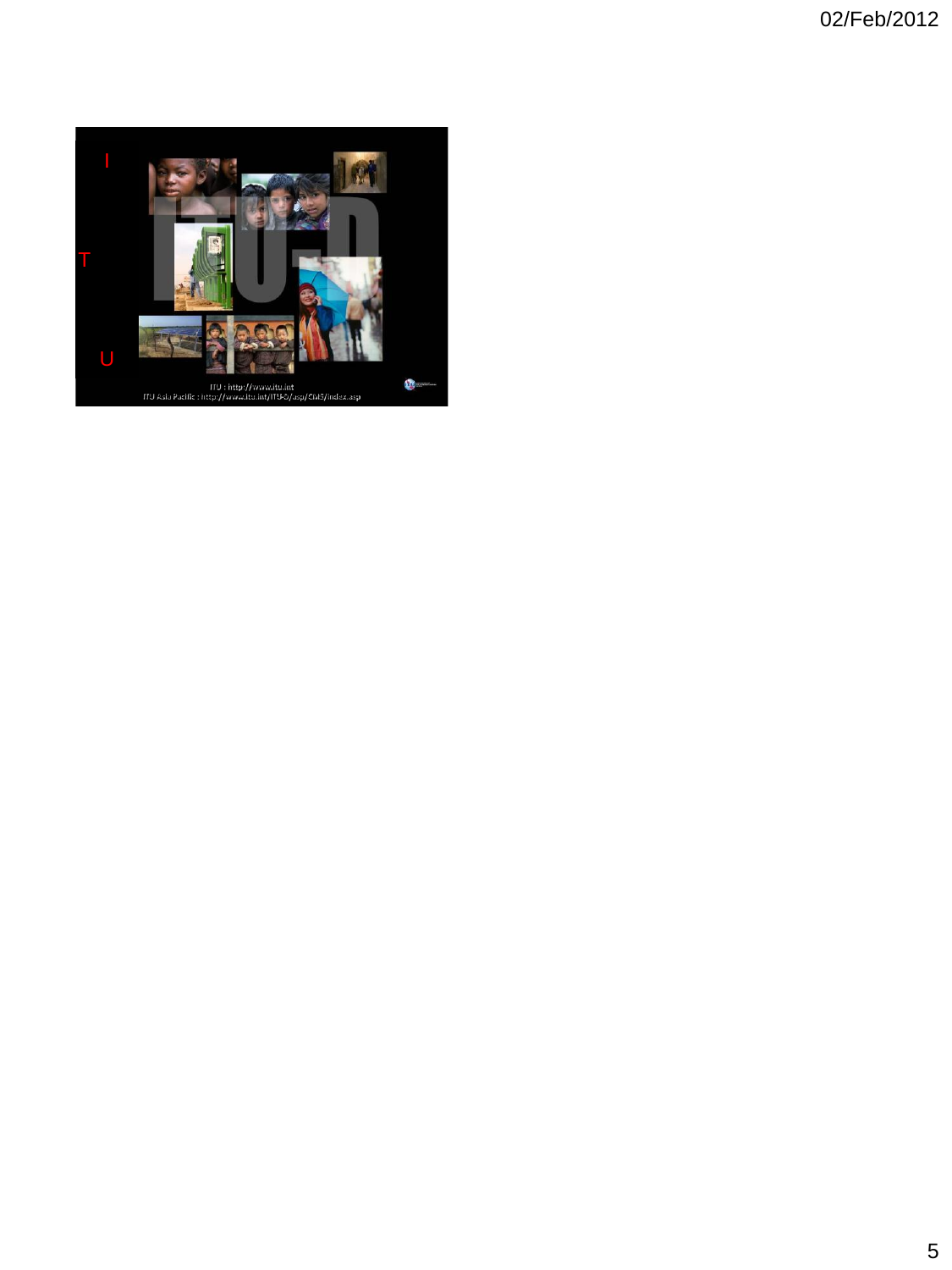I

T

U

ITU : http://www.itu.int
ITU Asia Pacific : http://www.itu.int/ITU-D/asp/CMS/index.asp